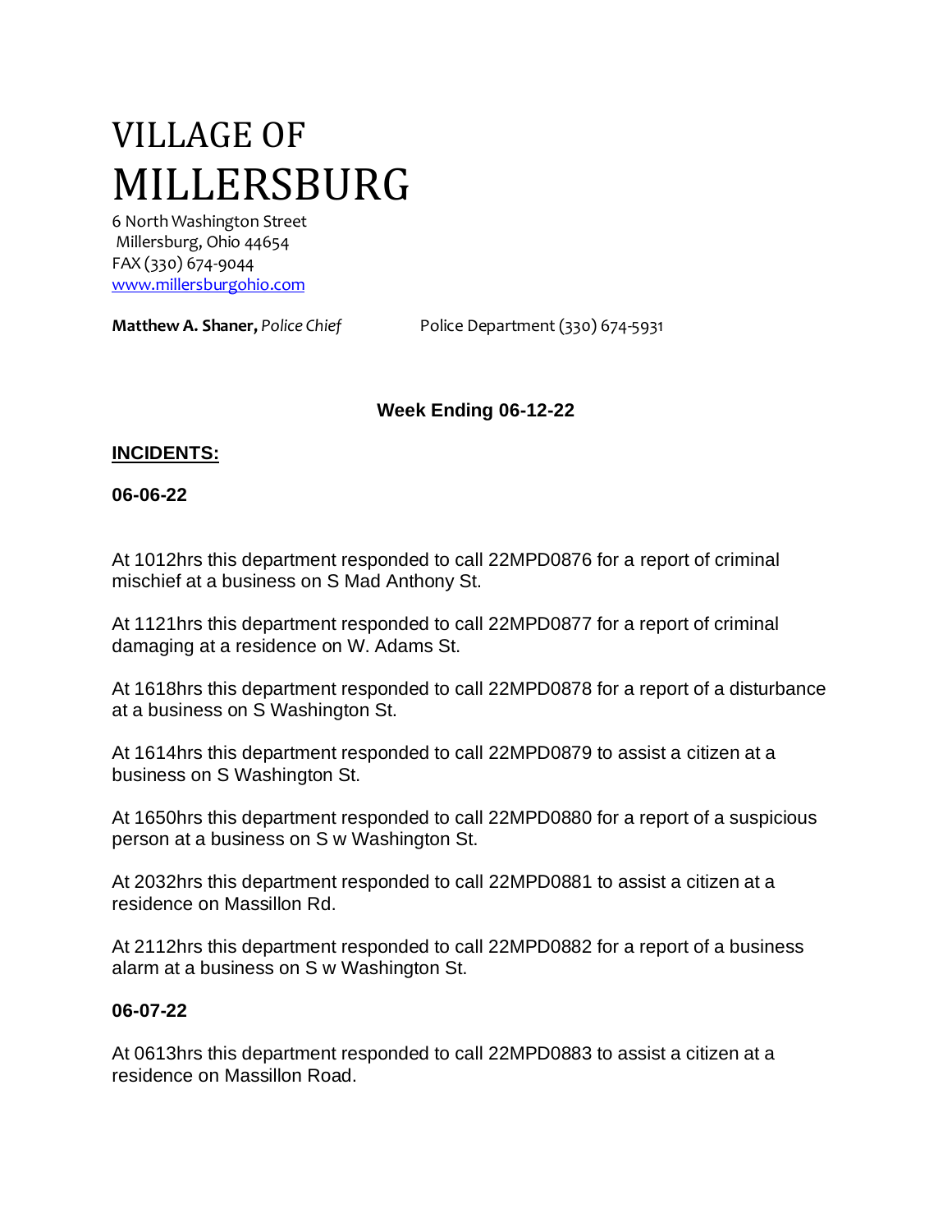# VILLAGE OF MILLERSBURG

6 North Washington Street
Millersburg, Ohio 44654
FAX (330) 674-9044
www.millersburgohio.com

**Matthew A. Shaner,** *Police Chief* Police Department (330) 674-5931

**Week Ending 06-12-22**

## INCIDENTS:

### 06-06-22

At 1012hrs this department responded to call 22MPD0876 for a report of criminal mischief at a business on S Mad Anthony St.

At 1121hrs this department responded to call 22MPD0877 for a report of criminal damaging at a residence on W. Adams St.

At 1618hrs this department responded to call 22MPD0878 for a report of a disturbance at a business on S Washington St.

At 1614hrs this department responded to call 22MPD0879 to assist a citizen at a business on S Washington St.

At 1650hrs this department responded to call 22MPD0880 for a report of a suspicious person at a business on S w Washington St.

At 2032hrs this department responded to call 22MPD0881 to assist a citizen at a residence on Massillon Rd.

At 2112hrs this department responded to call 22MPD0882 for a report of a business alarm at a business on S w Washington St.

### 06-07-22

At 0613hrs this department responded to call 22MPD0883 to assist a citizen at a residence on Massillon Road.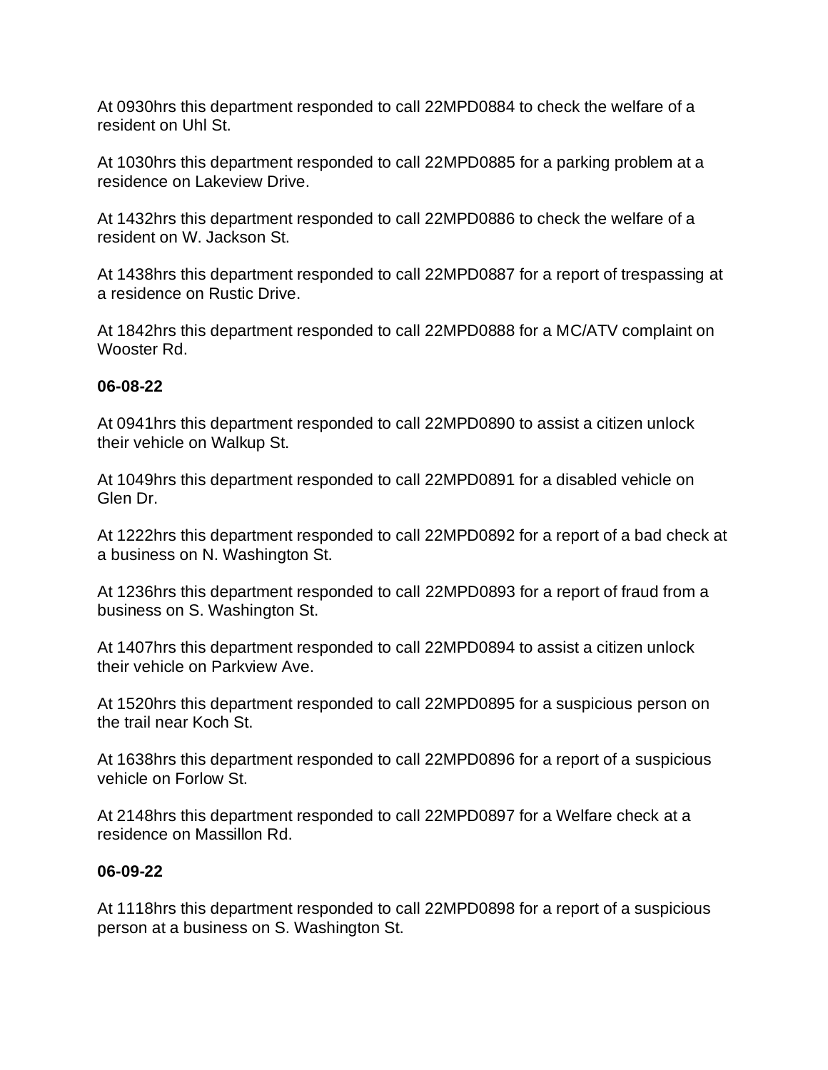At 0930hrs this department responded to call 22MPD0884 to check the welfare of a resident on Uhl St.

At 1030hrs this department responded to call 22MPD0885 for a parking problem at a residence on Lakeview Drive.

At 1432hrs this department responded to call 22MPD0886 to check the welfare of a resident on W. Jackson St.

At 1438hrs this department responded to call 22MPD0887 for a report of trespassing at a residence on Rustic Drive.

At 1842hrs this department responded to call 22MPD0888 for a MC/ATV complaint on Wooster Rd.

**06-08-22**

At 0941hrs this department responded to call 22MPD0890 to assist a citizen unlock their vehicle on Walkup St.

At 1049hrs this department responded to call 22MPD0891 for a disabled vehicle on Glen Dr.

At 1222hrs this department responded to call 22MPD0892 for a report of a bad check at a business on N. Washington St.

At 1236hrs this department responded to call 22MPD0893 for a report of fraud from a business on S. Washington St.

At 1407hrs this department responded to call 22MPD0894 to assist a citizen unlock their vehicle on Parkview Ave.

At 1520hrs this department responded to call 22MPD0895 for a suspicious person on the trail near Koch St.

At 1638hrs this department responded to call 22MPD0896 for a report of a suspicious vehicle on Forlow St.

At 2148hrs this department responded to call 22MPD0897 for a Welfare check at a residence on Massillon Rd.

**06-09-22**

At 1118hrs this department responded to call 22MPD0898 for a report of a suspicious person at a business on S. Washington St.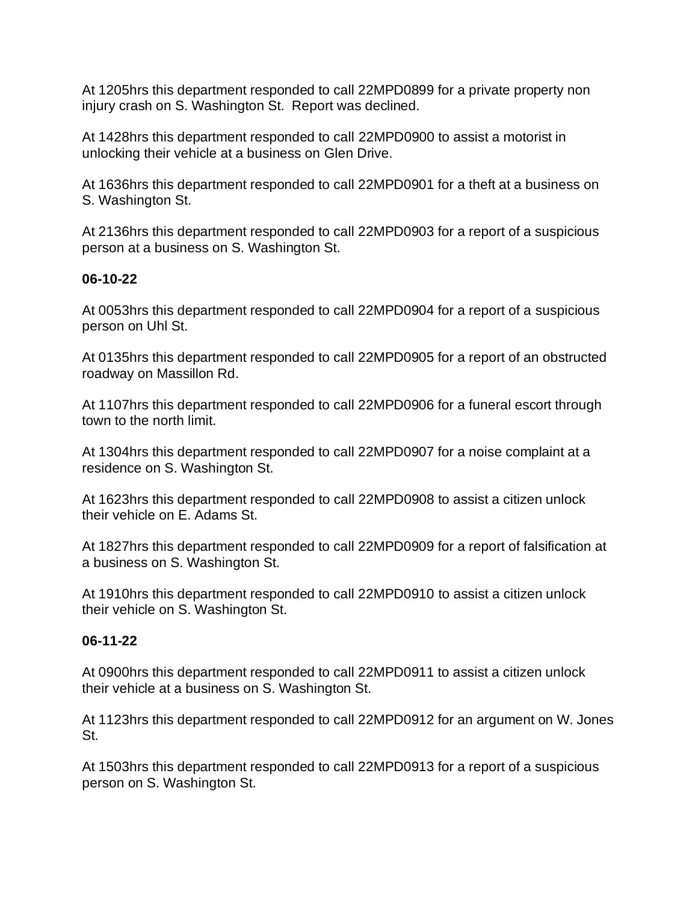At 1205hrs this department responded to call 22MPD0899 for a private property non injury crash on S. Washington St.  Report was declined.

At 1428hrs this department responded to call 22MPD0900 to assist a motorist in unlocking their vehicle at a business on Glen Drive.

At 1636hrs this department responded to call 22MPD0901 for a theft at a business on S. Washington St.

At 2136hrs this department responded to call 22MPD0903 for a report of a suspicious person at a business on S. Washington St.

**06-10-22**

At 0053hrs this department responded to call 22MPD0904 for a report of a suspicious person on Uhl St.

At 0135hrs this department responded to call 22MPD0905 for a report of an obstructed roadway on Massillon Rd.

At 1107hrs this department responded to call 22MPD0906 for a funeral escort through town to the north limit.

At 1304hrs this department responded to call 22MPD0907 for a noise complaint at a residence on S. Washington St.

At 1623hrs this department responded to call 22MPD0908 to assist a citizen unlock their vehicle on E. Adams St.

At 1827hrs this department responded to call 22MPD0909 for a report of falsification at a business on S. Washington St.

At 1910hrs this department responded to call 22MPD0910 to assist a citizen unlock their vehicle on S. Washington St.

**06-11-22**

At 0900hrs this department responded to call 22MPD0911 to assist a citizen unlock their vehicle at a business on S. Washington St.

At 1123hrs this department responded to call 22MPD0912 for an argument on W. Jones St.

At 1503hrs this department responded to call 22MPD0913 for a report of a suspicious person on S. Washington St.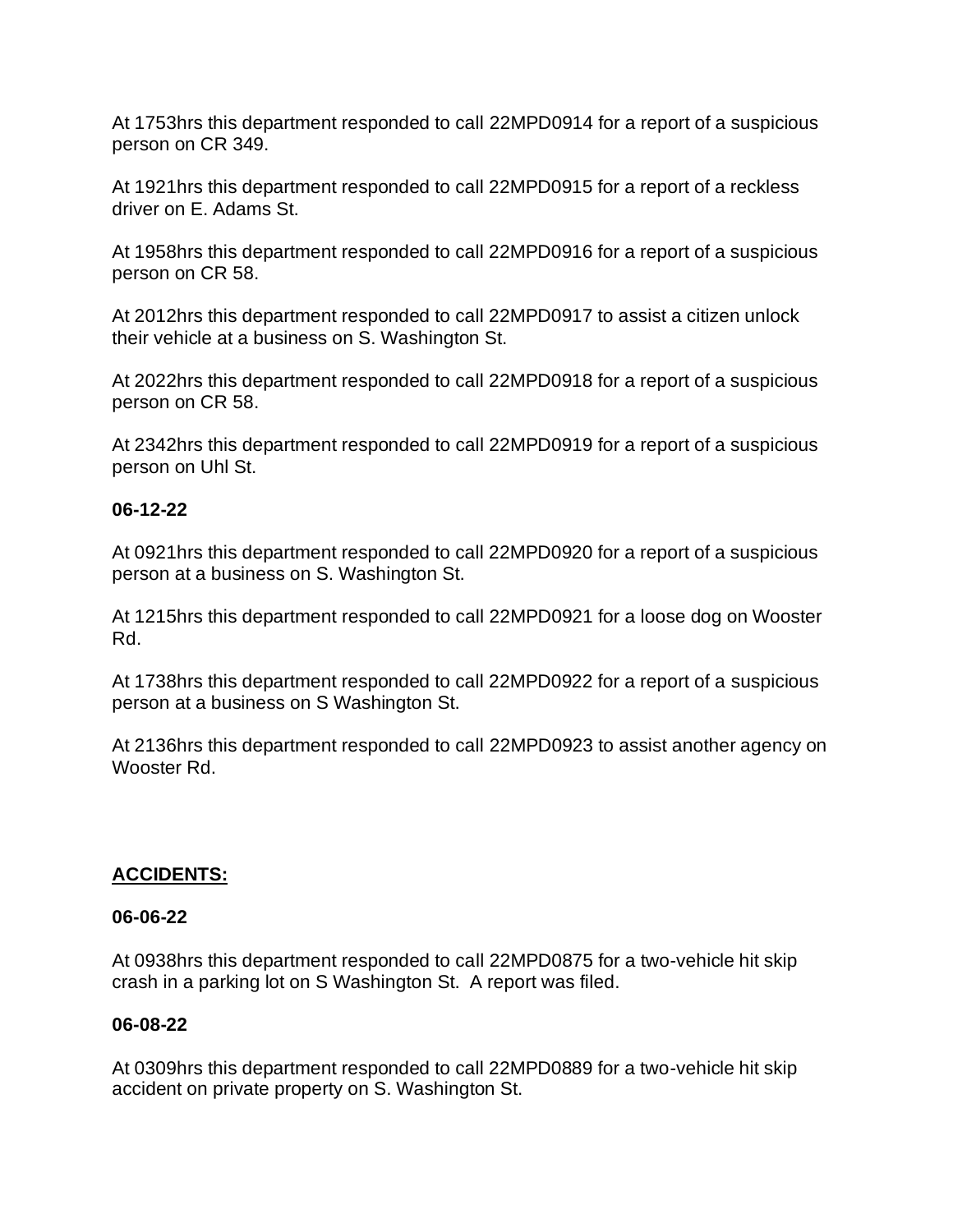At 1753hrs this department responded to call 22MPD0914 for a report of a suspicious person on CR 349.

At 1921hrs this department responded to call 22MPD0915 for a report of a reckless driver on E. Adams St.

At 1958hrs this department responded to call 22MPD0916 for a report of a suspicious person on CR 58.

At 2012hrs this department responded to call 22MPD0917 to assist a citizen unlock their vehicle at a business on S. Washington St.

At 2022hrs this department responded to call 22MPD0918 for a report of a suspicious person on CR 58.

At 2342hrs this department responded to call 22MPD0919 for a report of a suspicious person on Uhl St.

**06-12-22**

At 0921hrs this department responded to call 22MPD0920 for a report of a suspicious person at a business on S. Washington St.

At 1215hrs this department responded to call 22MPD0921 for a loose dog on Wooster Rd.

At 1738hrs this department responded to call 22MPD0922 for a report of a suspicious person at a business on S Washington St.

At 2136hrs this department responded to call 22MPD0923 to assist another agency on Wooster Rd.

## ACCIDENTS:

**06-06-22**

At 0938hrs this department responded to call 22MPD0875 for a two-vehicle hit skip crash in a parking lot on S Washington St. A report was filed.

**06-08-22**

At 0309hrs this department responded to call 22MPD0889 for a two-vehicle hit skip accident on private property on S. Washington St.